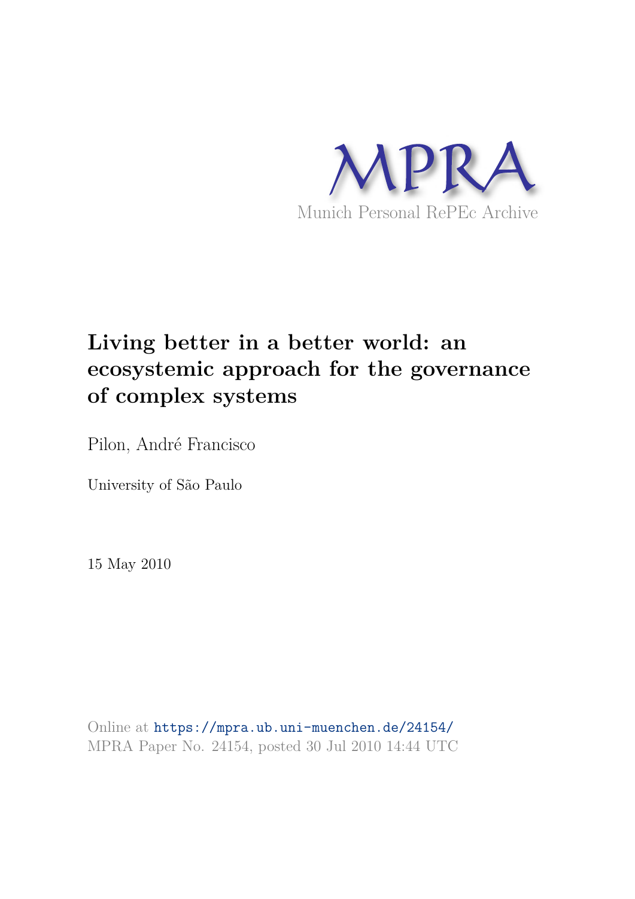MPRA

Munich Personal RePEc Archive

# Living better in a better world: an ecosystemic approach for the governance of complex systems

Pilon, André Francisco

University of São Paulo

15 May 2010

Online at https://mpra.ub.uni-muenchen.de/24154/
MPRA Paper No. 24154, posted 30 Jul 2010 14:44 UTC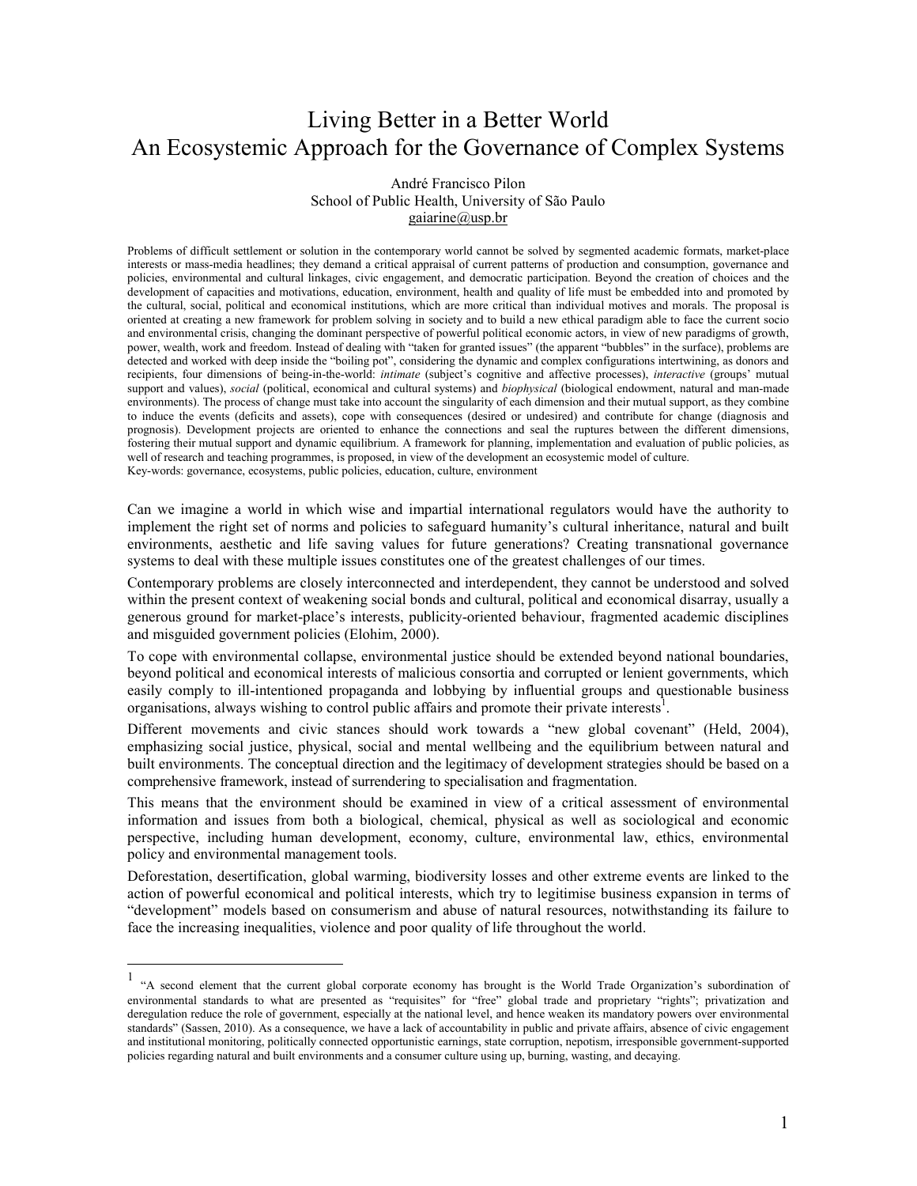# Living Better in a Better World
# An Ecosystemic Approach for the Governance of Complex Systems

André Francisco Pilon
School of Public Health, University of São Paulo
gaiarine@usp.br

Problems of difficult settlement or solution in the contemporary world cannot be solved by segmented academic formats, market-place interests or mass-media headlines; they demand a critical appraisal of current patterns of production and consumption, governance and policies, environmental and cultural linkages, civic engagement, and democratic participation. Beyond the creation of choices and the development of capacities and motivations, education, environment, health and quality of life must be embedded into and promoted by the cultural, social, political and economical institutions, which are more critical than individual motives and morals. The proposal is oriented at creating a new framework for problem solving in society and to build a new ethical paradigm able to face the current socio and environmental crisis, changing the dominant perspective of powerful political economic actors, in view of new paradigms of growth, power, wealth, work and freedom. Instead of dealing with "taken for granted issues" (the apparent "bubbles" in the surface), problems are detected and worked with deep inside the "boiling pot", considering the dynamic and complex configurations intertwining, as donors and recipients, four dimensions of being-in-the-world: *intimate* (subject's cognitive and affective processes), *interactive* (groups' mutual support and values), *social* (political, economical and cultural systems) and *biophysical* (biological endowment, natural and man-made environments). The process of change must take into account the singularity of each dimension and their mutual support, as they combine to induce the events (deficits and assets), cope with consequences (desired or undesired) and contribute for change (diagnosis and prognosis). Development projects are oriented to enhance the connections and seal the ruptures between the different dimensions, fostering their mutual support and dynamic equilibrium. A framework for planning, implementation and evaluation of public policies, as well of research and teaching programmes, is proposed, in view of the development an ecosystemic model of culture.
Key-words: governance, ecosystems, public policies, education, culture, environment

Can we imagine a world in which wise and impartial international regulators would have the authority to implement the right set of norms and policies to safeguard humanity's cultural inheritance, natural and built environments, aesthetic and life saving values for future generations? Creating transnational governance systems to deal with these multiple issues constitutes one of the greatest challenges of our times.

Contemporary problems are closely interconnected and interdependent, they cannot be understood and solved within the present context of weakening social bonds and cultural, political and economical disarray, usually a generous ground for market-place's interests, publicity-oriented behaviour, fragmented academic disciplines and misguided government policies (Elohim, 2000).

To cope with environmental collapse, environmental justice should be extended beyond national boundaries, beyond political and economical interests of malicious consortia and corrupted or lenient governments, which easily comply to ill-intentioned propaganda and lobbying by influential groups and questionable business organisations, always wishing to control public affairs and promote their private interests[1].

Different movements and civic stances should work towards a "new global covenant" (Held, 2004), emphasizing social justice, physical, social and mental wellbeing and the equilibrium between natural and built environments. The conceptual direction and the legitimacy of development strategies should be based on a comprehensive framework, instead of surrendering to specialisation and fragmentation.

This means that the environment should be examined in view of a critical assessment of environmental information and issues from both a biological, chemical, physical as well as sociological and economic perspective, including human development, economy, culture, environmental law, ethics, environmental policy and environmental management tools.

Deforestation, desertification, global warming, biodiversity losses and other extreme events are linked to the action of powerful economical and political interests, which try to legitimise business expansion in terms of "development" models based on consumerism and abuse of natural resources, notwithstanding its failure to face the increasing inequalities, violence and poor quality of life throughout the world.

---

[1] "A second element that the current global corporate economy has brought is the World Trade Organization's subordination of environmental standards to what are presented as "requisites" for "free" global trade and proprietary "rights"; privatization and deregulation reduce the role of government, especially at the national level, and hence weaken its mandatory powers over environmental standards" (Sassen, 2010). As a consequence, we have a lack of accountability in public and private affairs, absence of civic engagement and institutional monitoring, politically connected opportunistic earnings, state corruption, nepotism, irresponsible government-supported policies regarding natural and built environments and a consumer culture using up, burning, wasting, and decaying.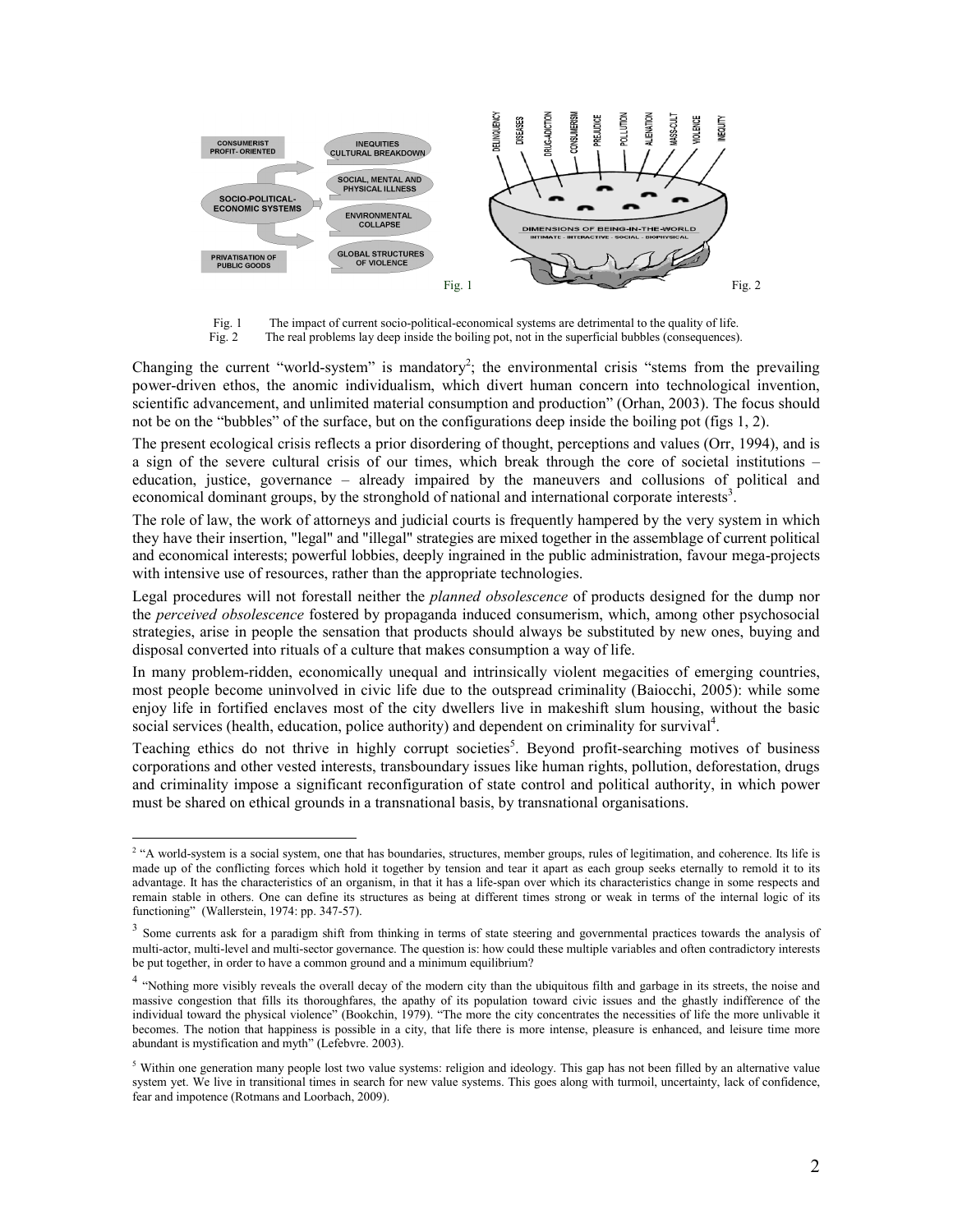Fig. 1 The impact of current socio-political-economical systems are detrimental to the quality of life.
Fig. 2 The real problems lay deep inside the boiling pot, not in the superficial bubbles (consequences).

Changing the current "world-system" is mandatory[2]; the environmental crisis "stems from the prevailing power-driven ethos, the anomic individualism, which divert human concern into technological invention, scientific advancement, and unlimited material consumption and production" (Orhan, 2003). The focus should not be on the "bubbles" of the surface, but on the configurations deep inside the boiling pot (figs 1, 2).

The present ecological crisis reflects a prior disordering of thought, perceptions and values (Orr, 1994), and is a sign of the severe cultural crisis of our times, which break through the core of societal institutions – education, justice, governance – already impaired by the maneuvers and collusions of political and economical dominant groups, by the stronghold of national and international corporate interests[3].

The role of law, the work of attorneys and judicial courts is frequently hampered by the very system in which they have their insertion, "legal" and "illegal" strategies are mixed together in the assemblage of current political and economical interests; powerful lobbies, deeply ingrained in the public administration, favour mega-projects with intensive use of resources, rather than the appropriate technologies.

Legal procedures will not forestall neither the *planned obsolescence* of products designed for the dump nor the *perceived obsolescence* fostered by propaganda induced consumerism, which, among other psychosocial strategies, arise in people the sensation that products should always be substituted by new ones, buying and disposal converted into rituals of a culture that makes consumption a way of life.

In many problem-ridden, economically unequal and intrinsically violent megacities of emerging countries, most people become uninvolved in civic life due to the outspread criminality (Baiocchi, 2005): while some enjoy life in fortified enclaves most of the city dwellers live in makeshift slum housing, without the basic social services (health, education, police authority) and dependent on criminality for survival[4].

Teaching ethics do not thrive in highly corrupt societies[5]. Beyond profit-searching motives of business corporations and other vested interests, transboundary issues like human rights, pollution, deforestation, drugs and criminality impose a significant reconfiguration of state control and political authority, in which power must be shared on ethical grounds in a transnational basis, by transnational organisations.

---

[2] "A world-system is a social system, one that has boundaries, structures, member groups, rules of legitimation, and coherence. Its life is made up of the conflicting forces which hold it together by tension and tear it apart as each group seeks eternally to remold it to its advantage. It has the characteristics of an organism, in that it has a life-span over which its characteristics change in some respects and remain stable in others. One can define its structures as being at different times strong or weak in terms of the internal logic of its functioning" (Wallerstein, 1974: pp. 347-57).

[3] Some currents ask for a paradigm shift from thinking in terms of state steering and governmental practices towards the analysis of multi-actor, multi-level and multi-sector governance. The question is: how could these multiple variables and often contradictory interests be put together, in order to have a common ground and a minimum equilibrium?

[4] "Nothing more visibly reveals the overall decay of the modern city than the ubiquitous filth and garbage in its streets, the noise and massive congestion that fills its thoroughfares, the apathy of its population toward civic issues and the ghastly indifference of the individual toward the physical violence" (Bookchin, 1979). "The more the city concentrates the necessities of life the more unlivable it becomes. The notion that happiness is possible in a city, that life there is more intense, pleasure is enhanced, and leisure time more abundant is mystification and myth" (Lefebvre. 2003).

[5] Within one generation many people lost two value systems: religion and ideology. This gap has not been filled by an alternative value system yet. We live in transitional times in search for new value systems. This goes along with turmoil, uncertainty, lack of confidence, fear and impotence (Rotmans and Loorbach, 2009).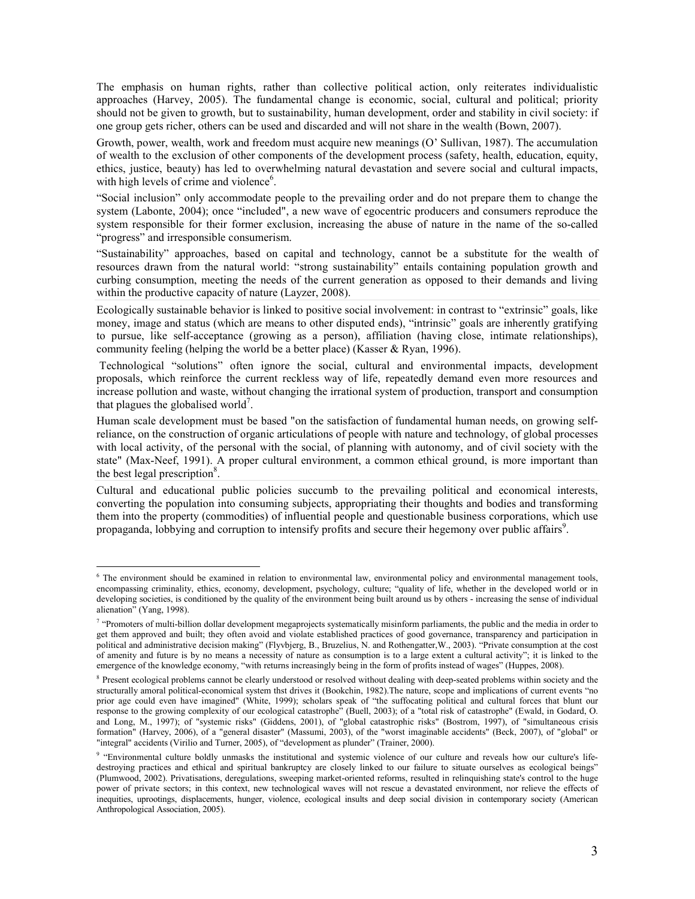The emphasis on human rights, rather than collective political action, only reiterates individualistic approaches (Harvey, 2005). The fundamental change is economic, social, cultural and political; priority should not be given to growth, but to sustainability, human development, order and stability in civil society: if one group gets richer, others can be used and discarded and will not share in the wealth (Bown, 2007).

Growth, power, wealth, work and freedom must acquire new meanings (O' Sullivan, 1987). The accumulation of wealth to the exclusion of other components of the development process (safety, health, education, equity, ethics, justice, beauty) has led to overwhelming natural devastation and severe social and cultural impacts, with high levels of crime and violence[6].

"Social inclusion" only accommodate people to the prevailing order and do not prepare them to change the system (Labonte, 2004); once "included", a new wave of egocentric producers and consumers reproduce the system responsible for their former exclusion, increasing the abuse of nature in the name of the so-called "progress" and irresponsible consumerism.

"Sustainability" approaches, based on capital and technology, cannot be a substitute for the wealth of resources drawn from the natural world: "strong sustainability" entails containing population growth and curbing consumption, meeting the needs of the current generation as opposed to their demands and living within the productive capacity of nature (Layzer, 2008).

Ecologically sustainable behavior is linked to positive social involvement: in contrast to "extrinsic" goals, like money, image and status (which are means to other disputed ends), "intrinsic" goals are inherently gratifying to pursue, like self-acceptance (growing as a person), affiliation (having close, intimate relationships), community feeling (helping the world be a better place) (Kasser & Ryan, 1996).

Technological "solutions" often ignore the social, cultural and environmental impacts, development proposals, which reinforce the current reckless way of life, repeatedly demand even more resources and increase pollution and waste, without changing the irrational system of production, transport and consumption that plagues the globalised world[7].

Human scale development must be based "on the satisfaction of fundamental human needs, on growing self-reliance, on the construction of organic articulations of people with nature and technology, of global processes with local activity, of the personal with the social, of planning with autonomy, and of civil society with the state" (Max-Neef, 1991). A proper cultural environment, a common ethical ground, is more important than the best legal prescription[8].

Cultural and educational public policies succumb to the prevailing political and economical interests, converting the population into consuming subjects, appropriating their thoughts and bodies and transforming them into the property (commodities) of influential people and questionable business corporations, which use propaganda, lobbying and corruption to intensify profits and secure their hegemony over public affairs[9].

---

[6] The environment should be examined in relation to environmental law, environmental policy and environmental management tools, encompassing criminality, ethics, economy, development, psychology, culture; "quality of life, whether in the developed world or in developing societies, is conditioned by the quality of the environment being built around us by others - increasing the sense of individual alienation" (Yang, 1998).

[7] "Promoters of multi-billion dollar development megaprojects systematically misinform parliaments, the public and the media in order to get them approved and built; they often avoid and violate established practices of good governance, transparency and participation in political and administrative decision making" (Flyvbjerg, B., Bruzelius, N. and Rothengatter,W., 2003). "Private consumption at the cost of amenity and future is by no means a necessity of nature as consumption is to a large extent a cultural activity"; it is linked to the emergence of the knowledge economy, "with returns increasingly being in the form of profits instead of wages" (Huppes, 2008).

[8] Present ecological problems cannot be clearly understood or resolved without dealing with deep-seated problems within society and the structurally amoral political-economical system thst drives it (Bookchin, 1982).The nature, scope and implications of current events "no prior age could even have imagined" (White, 1999); scholars speak of "the suffocating political and cultural forces that blunt our response to the growing complexity of our ecological catastrophe" (Buell, 2003); of a "total risk of catastrophe" (Ewald, in Godard, O. and Long, M., 1997); of "systemic risks" (Giddens, 2001), of "global catastrophic risks" (Bostrom, 1997), of "simultaneous crisis formation" (Harvey, 2006), of a "general disaster" (Massumi, 2003), of the "worst imaginable accidents" (Beck, 2007), of "global" or "integral" accidents (Virilio and Turner, 2005), of "development as plunder" (Trainer, 2000).

[9] "Environmental culture boldly unmasks the institutional and systemic violence of our culture and reveals how our culture's life-destroying practices and ethical and spiritual bankruptcy are closely linked to our failure to situate ourselves as ecological beings" (Plumwood, 2002). Privatisations, deregulations, sweeping market-oriented reforms, resulted in relinquishing state's control to the huge power of private sectors; in this context, new technological waves will not rescue a devastated environment, nor relieve the effects of inequities, uprootings, displacements, hunger, violence, ecological insults and deep social division in contemporary society (American Anthropological Association, 2005).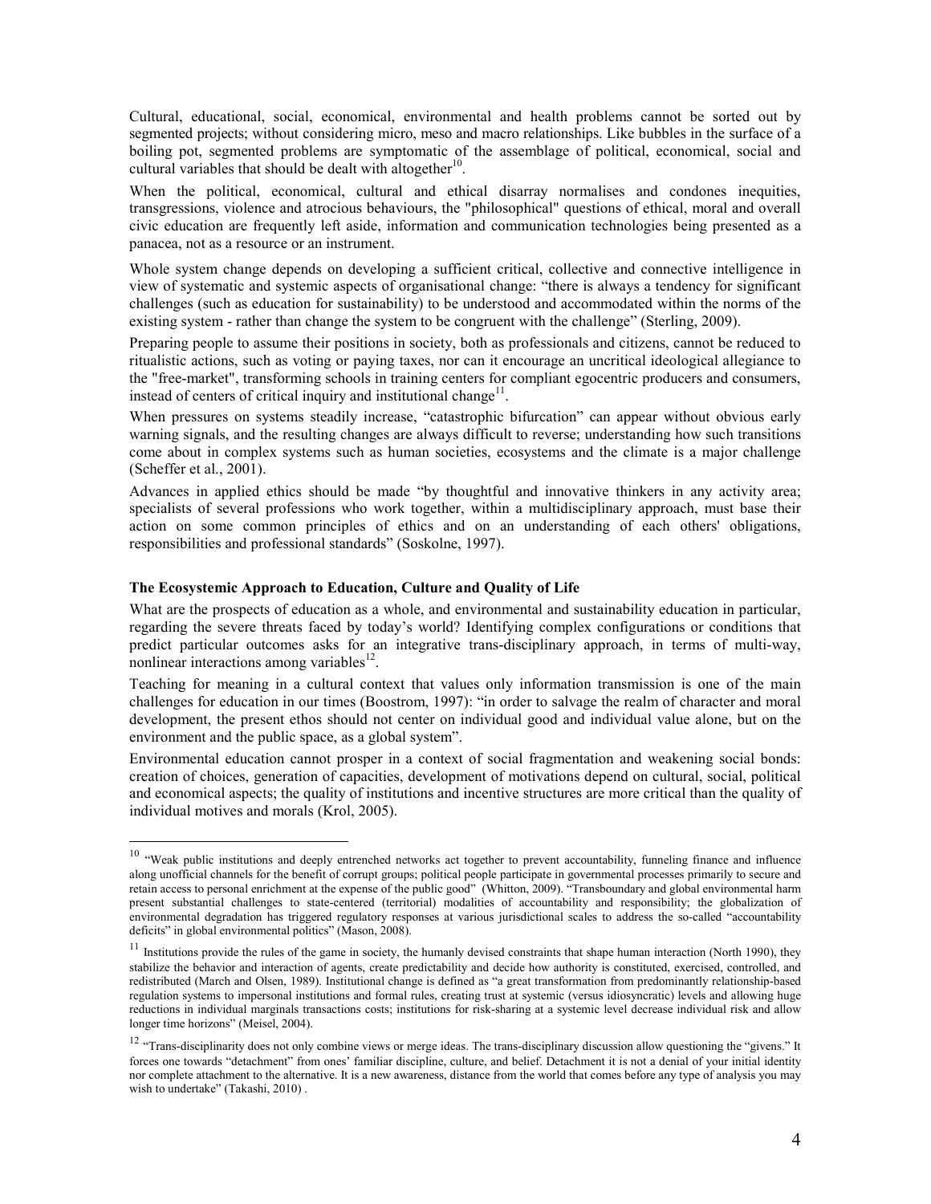Cultural, educational, social, economical, environmental and health problems cannot be sorted out by segmented projects; without considering micro, meso and macro relationships. Like bubbles in the surface of a boiling pot, segmented problems are symptomatic of the assemblage of political, economical, social and cultural variables that should be dealt with altogether[10].

When the political, economical, cultural and ethical disarray normalises and condones inequities, transgressions, violence and atrocious behaviours, the "philosophical" questions of ethical, moral and overall civic education are frequently left aside, information and communication technologies being presented as a panacea, not as a resource or an instrument.

Whole system change depends on developing a sufficient critical, collective and connective intelligence in view of systematic and systemic aspects of organisational change: "there is always a tendency for significant challenges (such as education for sustainability) to be understood and accommodated within the norms of the existing system - rather than change the system to be congruent with the challenge" (Sterling, 2009).

Preparing people to assume their positions in society, both as professionals and citizens, cannot be reduced to ritualistic actions, such as voting or paying taxes, nor can it encourage an uncritical ideological allegiance to the "free-market", transforming schools in training centers for compliant egocentric producers and consumers, instead of centers of critical inquiry and institutional change[11].

When pressures on systems steadily increase, "catastrophic bifurcation" can appear without obvious early warning signals, and the resulting changes are always difficult to reverse; understanding how such transitions come about in complex systems such as human societies, ecosystems and the climate is a major challenge (Scheffer et al., 2001).

Advances in applied ethics should be made "by thoughtful and innovative thinkers in any activity area; specialists of several professions who work together, within a multidisciplinary approach, must base their action on some common principles of ethics and on an understanding of each others' obligations, responsibilities and professional standards" (Soskolne, 1997).

**The Ecosystemic Approach to Education, Culture and Quality of Life**

What are the prospects of education as a whole, and environmental and sustainability education in particular, regarding the severe threats faced by today's world? Identifying complex configurations or conditions that predict particular outcomes asks for an integrative trans-disciplinary approach, in terms of multi-way, nonlinear interactions among variables[12].

Teaching for meaning in a cultural context that values only information transmission is one of the main challenges for education in our times (Boostrom, 1997): "in order to salvage the realm of character and moral development, the present ethos should not center on individual good and individual value alone, but on the environment and the public space, as a global system".

Environmental education cannot prosper in a context of social fragmentation and weakening social bonds: creation of choices, generation of capacities, development of motivations depend on cultural, social, political and economical aspects; the quality of institutions and incentive structures are more critical than the quality of individual motives and morals (Krol, 2005).

---

[10] "Weak public institutions and deeply entrenched networks act together to prevent accountability, funneling finance and influence along unofficial channels for the benefit of corrupt groups; political people participate in governmental processes primarily to secure and retain access to personal enrichment at the expense of the public good" (Whitton, 2009). "Transboundary and global environmental harm present substantial challenges to state-centered (territorial) modalities of accountability and responsibility; the globalization of environmental degradation has triggered regulatory responses at various jurisdictional scales to address the so-called "accountability deficits" in global environmental politics" (Mason, 2008).

[11] Institutions provide the rules of the game in society, the humanly devised constraints that shape human interaction (North 1990), they stabilize the behavior and interaction of agents, create predictability and decide how authority is constituted, exercised, controlled, and redistributed (March and Olsen, 1989). Institutional change is defined as "a great transformation from predominantly relationship-based regulation systems to impersonal institutions and formal rules, creating trust at systemic (versus idiosyncratic) levels and allowing huge reductions in individual marginals transactions costs; institutions for risk-sharing at a systemic level decrease individual risk and allow longer time horizons" (Meisel, 2004).

[12] "Trans-disciplinarity does not only combine views or merge ideas. The trans-disciplinary discussion allow questioning the "givens." It forces one towards "detachment" from ones' familiar discipline, culture, and belief. Detachment it is not a denial of your initial identity nor complete attachment to the alternative. It is a new awareness, distance from the world that comes before any type of analysis you may wish to undertake" (Takashi, 2010) .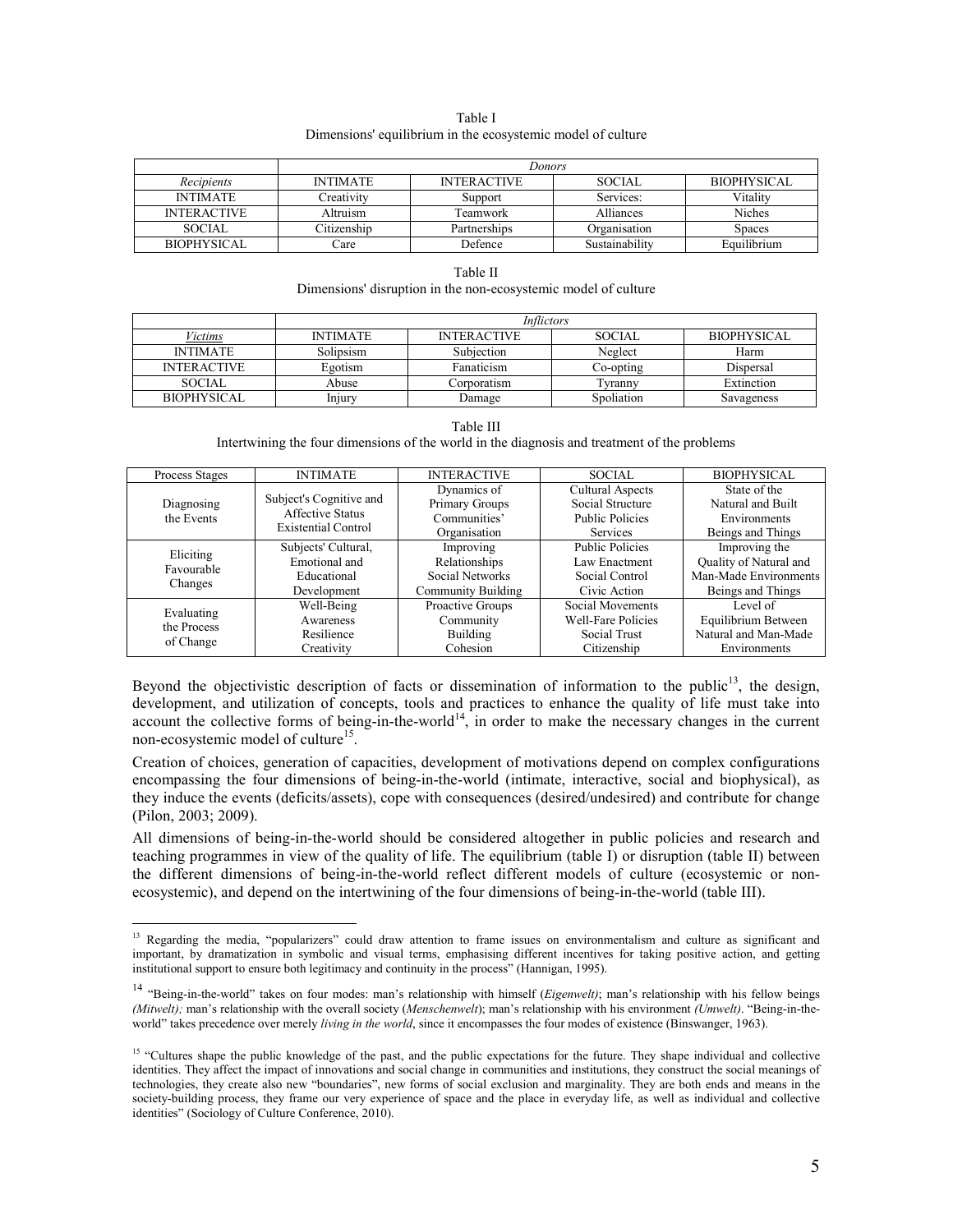Table I
Dimensions' equilibrium in the ecosystemic model of culture

| | *Donors* | | | |
|---|---|---|---|---|
| *Recipients* | INTIMATE | INTERACTIVE | SOCIAL | BIOPHYSICAL |
| INTIMATE | Creativity | Support | Services: | Vitality |
| INTERACTIVE | Altruism | Teamwork | Alliances | Niches |
| SOCIAL | Citizenship | Partnerships | Organisation | Spaces |
| BIOPHYSICAL | Care | Defence | Sustainability | Equilibrium |

Table II
Dimensions' disruption in the non-ecosystemic model of culture

| | *Inflictors* | | | |
|---|---|---|---|---|
| *Victims* | INTIMATE | INTERACTIVE | SOCIAL | BIOPHYSICAL |
| INTIMATE | Solipsism | Subjection | Neglect | Harm |
| INTERACTIVE | Egotism | Fanaticism | Co-opting | Dispersal |
| SOCIAL | Abuse | Corporatism | Tyranny | Extinction |
| BIOPHYSICAL | Injury | Damage | Spoliation | Savageness |

Table III
Intertwining the four dimensions of the world in the diagnosis and treatment of the problems

| Process Stages | INTIMATE | INTERACTIVE | SOCIAL | BIOPHYSICAL |
|---|---|---|---|---|
| Diagnosing the Events | Subject's Cognitive and Affective Status Existential Control | Dynamics of Primary Groups Communities' Organisation | Cultural Aspects Social Structure Public Policies Services | State of the Natural and Built Environments Beings and Things |
| Eliciting Favourable Changes | Subjects' Cultural, Emotional and Educational Development | Improving Relationships Social Networks Community Building | Public Policies Law Enactment Social Control Civic Action | Improving the Quality of Natural and Man-Made Environments Beings and Things |
| Evaluating the Process of Change | Well-Being Awareness Resilience Creativity | Proactive Groups Community Building Cohesion | Social Movements Well-Fare Policies Social Trust Citizenship | Level of Equilibrium Between Natural and Man-Made Environments |

Beyond the objectivistic description of facts or dissemination of information to the public[13], the design, development, and utilization of concepts, tools and practices to enhance the quality of life must take into account the collective forms of being-in-the-world[14], in order to make the necessary changes in the current non-ecosystemic model of culture[15].

Creation of choices, generation of capacities, development of motivations depend on complex configurations encompassing the four dimensions of being-in-the-world (intimate, interactive, social and biophysical), as they induce the events (deficits/assets), cope with consequences (desired/undesired) and contribute for change (Pilon, 2003; 2009).

All dimensions of being-in-the-world should be considered altogether in public policies and research and teaching programmes in view of the quality of life. The equilibrium (table I) or disruption (table II) between the different dimensions of being-in-the-world reflect different models of culture (ecosystemic or non-ecosystemic), and depend on the intertwining of the four dimensions of being-in-the-world (table III).

---

[13] Regarding the media, "popularizers" could draw attention to frame issues on environmentalism and culture as significant and important, by dramatization in symbolic and visual terms, emphasising different incentives for taking positive action, and getting institutional support to ensure both legitimacy and continuity in the process" (Hannigan, 1995).

[14] "Being-in-the-world" takes on four modes: man's relationship with himself (*Eigenwelt)*; man's relationship with his fellow beings *(Mitwelt);* man's relationship with the overall society (*Menschenwelt*); man's relationship with his environment *(Umwelt)*. "Being-in-the-world" takes precedence over merely *living in the world*, since it encompasses the four modes of existence (Binswanger, 1963).

[15] "Cultures shape the public knowledge of the past, and the public expectations for the future. They shape individual and collective identities. They affect the impact of innovations and social change in communities and institutions, they construct the social meanings of technologies, they create also new "boundaries", new forms of social exclusion and marginality. They are both ends and means in the society-building process, they frame our very experience of space and the place in everyday life, as well as individual and collective identities" (Sociology of Culture Conference, 2010).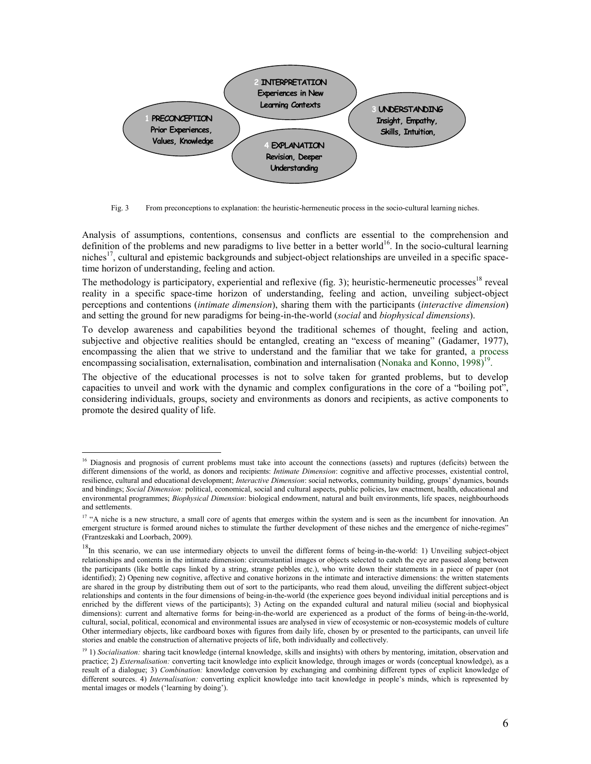1 PRECONCEPTION
Prior Experiences, Values, Knowledge

2 INTERPRETATION
Experiences in New Learning Contexts

3 UNDERSTANDING
Insight, Empathy, Skills, Intuition,

4 EXPLANATION
Revision, Deeper Understanding

Fig. 3 From preconceptions to explanation: the heuristic-hermeneutic process in the socio-cultural learning niches.

Analysis of assumptions, contentions, consensus and conflicts are essential to the comprehension and definition of the problems and new paradigms to live better in a better world[16]. In the socio-cultural learning niches[17], cultural and epistemic backgrounds and subject-object relationships are unveiled in a specific space-time horizon of understanding, feeling and action.

The methodology is participatory, experiential and reflexive (fig. 3); heuristic-hermeneutic processes[18] reveal reality in a specific space-time horizon of understanding, feeling and action, unveiling subject-object perceptions and contentions (*intimate dimension*), sharing them with the participants (*interactive dimension*) and setting the ground for new paradigms for being-in-the-world (*social* and *biophysical dimensions*).

To develop awareness and capabilities beyond the traditional schemes of thought, feeling and action, subjective and objective realities should be entangled, creating an "excess of meaning" (Gadamer, 1977), encompassing the alien that we strive to understand and the familiar that we take for granted, a process encompassing socialisation, externalisation, combination and internalisation (Nonaka and Konno, 1998)[19].

The objective of the educational processes is not to solve taken for granted problems, but to develop capacities to unveil and work with the dynamic and complex configurations in the core of a "boiling pot", considering individuals, groups, society and environments as donors and recipients, as active components to promote the desired quality of life.

---

[16] Diagnosis and prognosis of current problems must take into account the connections (assets) and ruptures (deficits) between the different dimensions of the world, as donors and recipients: *Intimate Dimension*: cognitive and affective processes, existential control, resilience, cultural and educational development; *Interactive Dimension*: social networks, community building, groups' dynamics, bounds and bindings; *Social Dimension:* political, economical, social and cultural aspects, public policies, law enactment, health, educational and environmental programmes; *Biophysical Dimension*: biological endowment, natural and built environments, life spaces, neighbourhoods and settlements.

[17] "A niche is a new structure, a small core of agents that emerges within the system and is seen as the incumbent for innovation. An emergent structure is formed around niches to stimulate the further development of these niches and the emergence of niche-regimes" (Frantzeskaki and Loorbach, 2009).

[18] In this scenario, we can use intermediary objects to unveil the different forms of being-in-the-world: 1) Unveiling subject-object relationships and contents in the intimate dimension: circumstantial images or objects selected to catch the eye are passed along between the participants (like bottle caps linked by a string, strange pebbles etc.), who write down their statements in a piece of paper (not identified); 2) Opening new cognitive, affective and conative horizons in the intimate and interactive dimensions: the written statements are shared in the group by distributing them out of sort to the participants, who read them aloud, unveiling the different subject-object relationships and contents in the four dimensions of being-in-the-world (the experience goes beyond individual initial perceptions and is enriched by the different views of the participants); 3) Acting on the expanded cultural and natural milieu (social and biophysical dimensions): current and alternative forms for being-in-the-world are experienced as a product of the forms of being-in-the-world, cultural, social, political, economical and environmental issues are analysed in view of ecosystemic or non-ecosystemic models of culture Other intermediary objects, like cardboard boxes with figures from daily life, chosen by or presented to the participants, can unveil life stories and enable the construction of alternative projects of life, both individually and collectively.

[19] 1) *Socialisation:* sharing tacit knowledge (internal knowledge, skills and insights) with others by mentoring, imitation, observation and practice; 2) *Externalisation:* converting tacit knowledge into explicit knowledge, through images or words (conceptual knowledge), as a result of a dialogue; 3) *Combination:* knowledge conversion by exchanging and combining different types of explicit knowledge of different sources. 4) *Internalisation:* converting explicit knowledge into tacit knowledge in people's minds, which is represented by mental images or models ('learning by doing').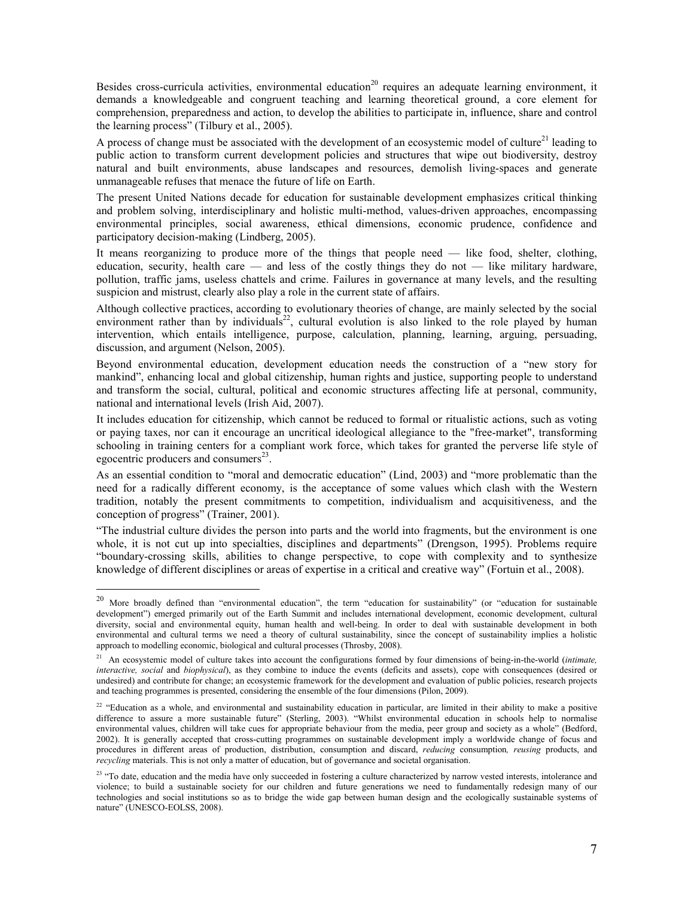Besides cross-curricula activities, environmental education[20] requires an adequate learning environment, it demands a knowledgeable and congruent teaching and learning theoretical ground, a core element for comprehension, preparedness and action, to develop the abilities to participate in, influence, share and control the learning process" (Tilbury et al., 2005).

A process of change must be associated with the development of an ecosystemic model of culture[21] leading to public action to transform current development policies and structures that wipe out biodiversity, destroy natural and built environments, abuse landscapes and resources, demolish living-spaces and generate unmanageable refuses that menace the future of life on Earth.

The present United Nations decade for education for sustainable development emphasizes critical thinking and problem solving, interdisciplinary and holistic multi-method, values-driven approaches, encompassing environmental principles, social awareness, ethical dimensions, economic prudence, confidence and participatory decision-making (Lindberg, 2005).

It means reorganizing to produce more of the things that people need — like food, shelter, clothing, education, security, health care — and less of the costly things they do not — like military hardware, pollution, traffic jams, useless chattels and crime. Failures in governance at many levels, and the resulting suspicion and mistrust, clearly also play a role in the current state of affairs.

Although collective practices, according to evolutionary theories of change, are mainly selected by the social environment rather than by individuals[22], cultural evolution is also linked to the role played by human intervention, which entails intelligence, purpose, calculation, planning, learning, arguing, persuading, discussion, and argument (Nelson, 2005).

Beyond environmental education, development education needs the construction of a "new story for mankind", enhancing local and global citizenship, human rights and justice, supporting people to understand and transform the social, cultural, political and economic structures affecting life at personal, community, national and international levels (Irish Aid, 2007).

It includes education for citizenship, which cannot be reduced to formal or ritualistic actions, such as voting or paying taxes, nor can it encourage an uncritical ideological allegiance to the "free-market", transforming schooling in training centers for a compliant work force, which takes for granted the perverse life style of egocentric producers and consumers[23].

As an essential condition to "moral and democratic education" (Lind, 2003) and "more problematic than the need for a radically different economy, is the acceptance of some values which clash with the Western tradition, notably the present commitments to competition, individualism and acquisitiveness, and the conception of progress" (Trainer, 2001).

"The industrial culture divides the person into parts and the world into fragments, but the environment is one whole, it is not cut up into specialties, disciplines and departments" (Drengson, 1995). Problems require "boundary-crossing skills, abilities to change perspective, to cope with complexity and to synthesize knowledge of different disciplines or areas of expertise in a critical and creative way" (Fortuin et al., 2008).

---

[20] More broadly defined than "environmental education", the term "education for sustainability" (or "education for sustainable development") emerged primarily out of the Earth Summit and includes international development, economic development, cultural diversity, social and environmental equity, human health and well-being. In order to deal with sustainable development in both environmental and cultural terms we need a theory of cultural sustainability, since the concept of sustainability implies a holistic approach to modelling economic, biological and cultural processes (Throsby, 2008).

[21] An ecosystemic model of culture takes into account the configurations formed by four dimensions of being-in-the-world (*intimate, interactive, social* and *biophysical*), as they combine to induce the events (deficits and assets), cope with consequences (desired or undesired) and contribute for change; an ecosystemic framework for the development and evaluation of public policies, research projects and teaching programmes is presented, considering the ensemble of the four dimensions (Pilon, 2009).

[22] "Education as a whole, and environmental and sustainability education in particular, are limited in their ability to make a positive difference to assure a more sustainable future" (Sterling, 2003). "Whilst environmental education in schools help to normalise environmental values, children will take cues for appropriate behaviour from the media, peer group and society as a whole" (Bedford, 2002). It is generally accepted that cross-cutting programmes on sustainable development imply a worldwide change of focus and procedures in different areas of production, distribution, consumption and discard, *reducing* consumption*, reusing* products, and *recycling* materials. This is not only a matter of education, but of governance and societal organisation.

[23] "To date, education and the media have only succeeded in fostering a culture characterized by narrow vested interests, intolerance and violence; to build a sustainable society for our children and future generations we need to fundamentally redesign many of our technologies and social institutions so as to bridge the wide gap between human design and the ecologically sustainable systems of nature" (UNESCO-EOLSS, 2008).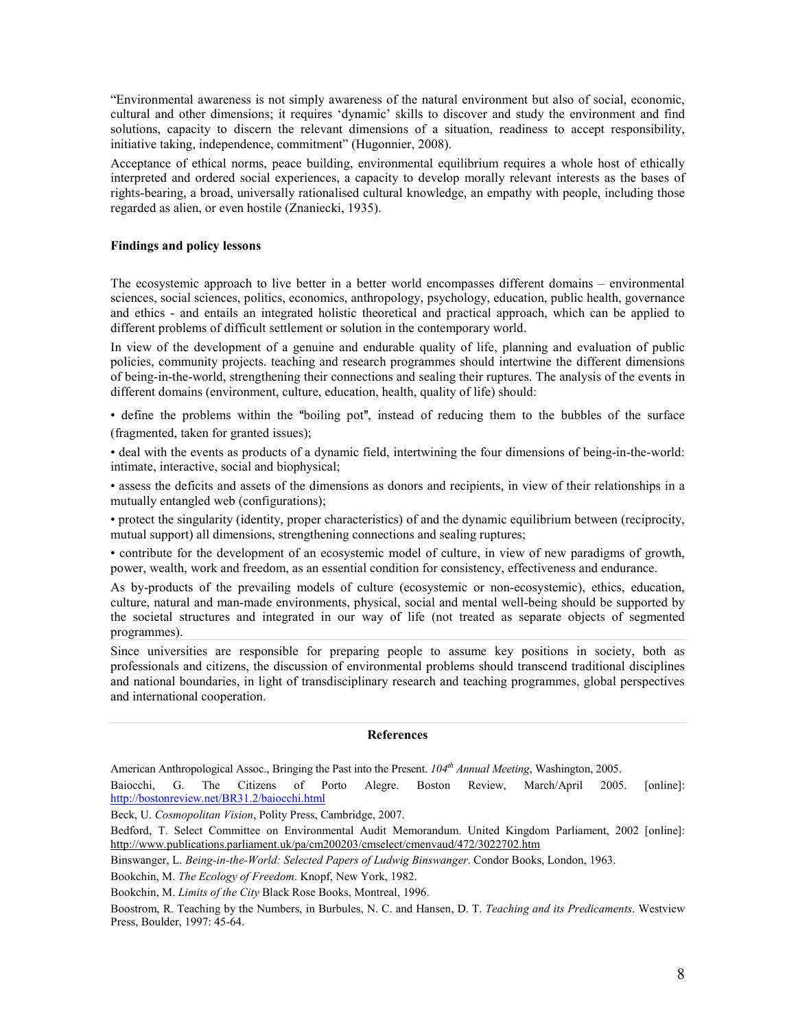"Environmental awareness is not simply awareness of the natural environment but also of social, economic, cultural and other dimensions; it requires 'dynamic' skills to discover and study the environment and find solutions, capacity to discern the relevant dimensions of a situation, readiness to accept responsibility, initiative taking, independence, commitment" (Hugonnier, 2008).

Acceptance of ethical norms, peace building, environmental equilibrium requires a whole host of ethically interpreted and ordered social experiences, a capacity to develop morally relevant interests as the bases of rights-bearing, a broad, universally rationalised cultural knowledge, an empathy with people, including those regarded as alien, or even hostile (Znaniecki, 1935).

**Findings and policy lessons**

The ecosystemic approach to live better in a better world encompasses different domains – environmental sciences, social sciences, politics, economics, anthropology, psychology, education, public health, governance and ethics - and entails an integrated holistic theoretical and practical approach, which can be applied to different problems of difficult settlement or solution in the contemporary world.

In view of the development of a genuine and endurable quality of life, planning and evaluation of public policies, community projects. teaching and research programmes should intertwine the different dimensions of being-in-the-world, strengthening their connections and sealing their ruptures. The analysis of the events in different domains (environment, culture, education, health, quality of life) should:

• define the problems within the "boiling pot", instead of reducing them to the bubbles of the surface (fragmented, taken for granted issues);

• deal with the events as products of a dynamic field, intertwining the four dimensions of being-in-the-world: intimate, interactive, social and biophysical;

• assess the deficits and assets of the dimensions as donors and recipients, in view of their relationships in a mutually entangled web (configurations);

• protect the singularity (identity, proper characteristics) of and the dynamic equilibrium between (reciprocity, mutual support) all dimensions, strengthening connections and sealing ruptures;

• contribute for the development of an ecosystemic model of culture, in view of new paradigms of growth, power, wealth, work and freedom, as an essential condition for consistency, effectiveness and endurance.

As by-products of the prevailing models of culture (ecosystemic or non-ecosystemic), ethics, education, culture, natural and man-made environments, physical, social and mental well-being should be supported by the societal structures and integrated in our way of life (not treated as separate objects of segmented programmes).

Since universities are responsible for preparing people to assume key positions in society, both as professionals and citizens, the discussion of environmental problems should transcend traditional disciplines and national boundaries, in light of transdisciplinary research and teaching programmes, global perspectives and international cooperation.

## References

American Anthropological Assoc., Bringing the Past into the Present. *104th Annual Meeting*, Washington, 2005.

Baiocchi, G. The Citizens of Porto Alegre. Boston Review, March/April 2005. [online]: http://bostonreview.net/BR31.2/baiocchi.html

Beck, U. *Cosmopolitan Vision*, Polity Press, Cambridge, 2007.

Bedford, T. Select Committee on Environmental Audit Memorandum. United Kingdom Parliament, 2002 [online]: http://www.publications.parliament.uk/pa/cm200203/cmselect/cmenvaud/472/3022702.htm

Binswanger, L. *Being-in-the-World: Selected Papers of Ludwig Binswanger*. Condor Books, London, 1963.

Bookchin, M. *The Ecology of Freedom*. Knopf, New York, 1982.

Bookchin, M. *Limits of the City* Black Rose Books, Montreal, 1996.

Boostrom, R. Teaching by the Numbers, in Burbules, N. C. and Hansen, D. T. *Teaching and its Predicaments*. Westview Press, Boulder, 1997: 45-64.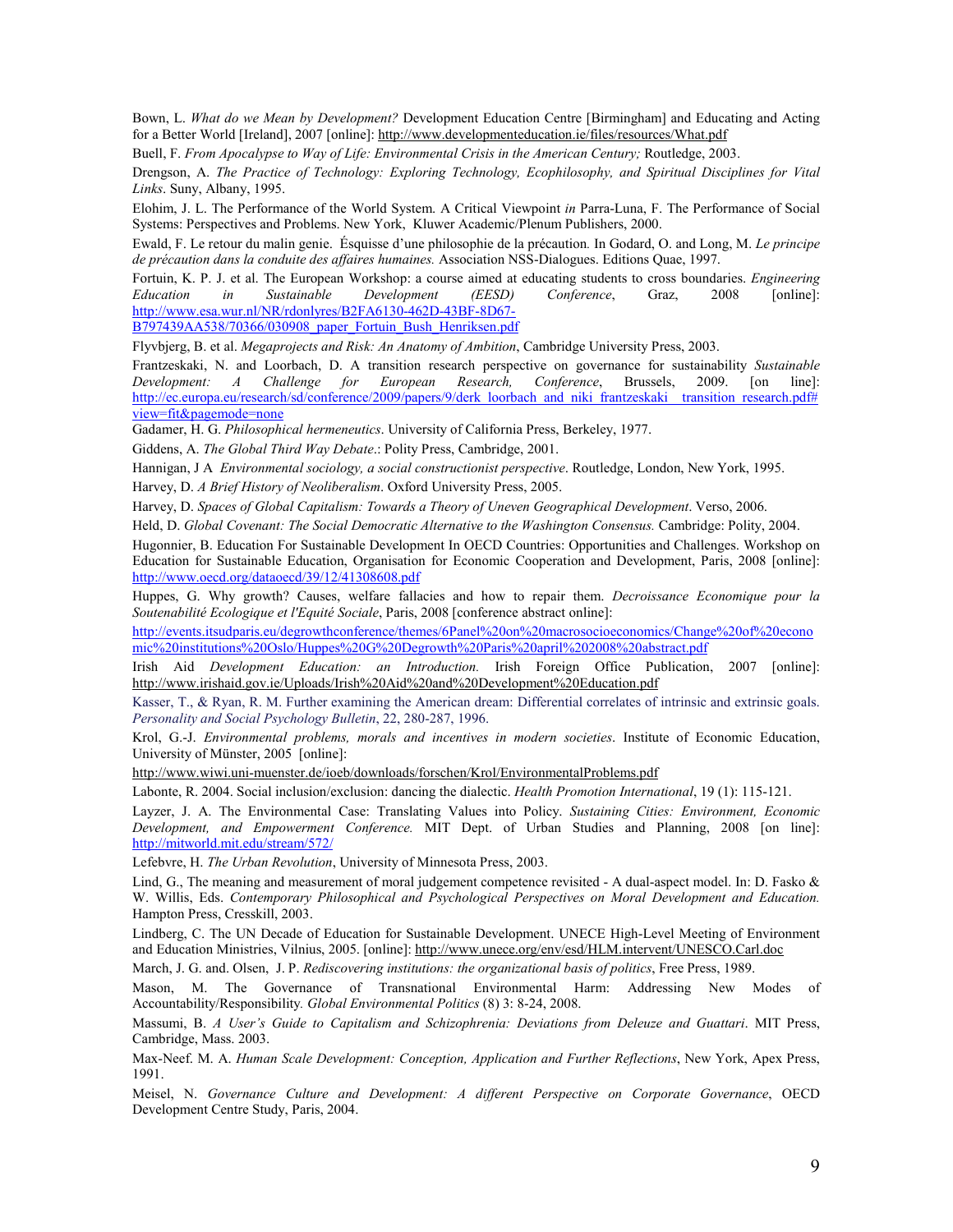Bown, L. *What do we Mean by Development?* Development Education Centre [Birmingham] and Educating and Acting for a Better World [Ireland], 2007 [online]: http://www.developmenteducation.ie/files/resources/What.pdf

Buell, F. *From Apocalypse to Way of Life: Environmental Crisis in the American Century;* Routledge, 2003.

Drengson, A. *The Practice of Technology: Exploring Technology, Ecophilosophy, and Spiritual Disciplines for Vital Links*. Suny, Albany, 1995.

Elohim, J. L. The Performance of the World System. A Critical Viewpoint *in* Parra-Luna, F. The Performance of Social Systems: Perspectives and Problems. New York, Kluwer Academic/Plenum Publishers, 2000.

Ewald, F. Le retour du malin genie. Ésquisse d'une philosophie de la précaution*.* In Godard, O. and Long, M. *Le principe de précaution dans la conduite des affaires humaines.* Association NSS-Dialogues. Editions Quae, 1997.

Fortuin, K. P. J. et al. The European Workshop: a course aimed at educating students to cross boundaries. *Engineering Education in Sustainable Development (EESD) Conference*, Graz, 2008 [online]: http://www.esa.wur.nl/NR/rdonlyres/B2FA6130-462D-43BF-8D67-B797439AA538/70366/030908_paper_Fortuin_Bush_Henriksen.pdf

Flyvbjerg, B. et al. *Megaprojects and Risk: An Anatomy of Ambition*, Cambridge University Press, 2003.

Frantzeskaki, N. and Loorbach, D. A transition research perspective on governance for sustainability *Sustainable Development: A Challenge for European Research, Conference*, Brussels, 2009. [on line]: http://ec.europa.eu/research/sd/conference/2009/papers/9/derk_loorbach_and_niki_frantzeskaki__transition_research.pdf#view=fit&pagemode=none

Gadamer, H. G. *Philosophical hermeneutics*. University of California Press, Berkeley, 1977.

Giddens, A. *The Global Third Way Debate*.: Polity Press, Cambridge, 2001.

Hannigan, J A *Environmental sociology, a social constructionist perspective*. Routledge, London, New York, 1995.

Harvey, D. *A Brief History of Neoliberalism*. Oxford University Press, 2005.

Harvey, D. *Spaces of Global Capitalism: Towards a Theory of Uneven Geographical Development*. Verso, 2006.

Held, D. *Global Covenant: The Social Democratic Alternative to the Washington Consensus.* Cambridge: Polity, 2004.

Hugonnier, B. Education For Sustainable Development In OECD Countries: Opportunities and Challenges. Workshop on Education for Sustainable Education, Organisation for Economic Cooperation and Development, Paris, 2008 [online]: http://www.oecd.org/dataoecd/39/12/41308608.pdf

Huppes, G. Why growth? Causes, welfare fallacies and how to repair them. *Decroissance Economique pour la Soutenabilité Ecologique et l'Equité Sociale*, Paris, 2008 [conference abstract online]:

http://events.itsudparis.eu/degrowthconference/themes/6Panel%20on%20macrosocioeconomics/Change%20of%20economic%20institutions%20Oslo/Huppes%20G%20Degrowth%20Paris%20april%202008%20abstract.pdf

Irish Aid *Development Education: an Introduction.* Irish Foreign Office Publication, 2007 [online]: http://www.irishaid.gov.ie/Uploads/Irish%20Aid%20and%20Development%20Education.pdf

Kasser, T., & Ryan, R. M. Further examining the American dream: Differential correlates of intrinsic and extrinsic goals. *Personality and Social Psychology Bulletin*, 22, 280-287, 1996.

Krol, G.-J. *Environmental problems, morals and incentives in modern societies*. Institute of Economic Education, University of Münster, 2005 [online]:

http://www.wiwi.uni-muenster.de/ioeb/downloads/forschen/Krol/EnvironmentalProblems.pdf

Labonte, R. 2004. Social inclusion/exclusion: dancing the dialectic. *Health Promotion International*, 19 (1): 115-121.

Layzer, J. A. The Environmental Case: Translating Values into Policy. *Sustaining Cities: Environment, Economic Development, and Empowerment Conference.* MIT Dept. of Urban Studies and Planning, 2008 [on line]: http://mitworld.mit.edu/stream/572/

Lefebvre, H. *The Urban Revolution*, University of Minnesota Press, 2003.

Lind, G., The meaning and measurement of moral judgement competence revisited - A dual-aspect model. In: D. Fasko & W. Willis, Eds. *Contemporary Philosophical and Psychological Perspectives on Moral Development and Education.* Hampton Press, Cresskill, 2003.

Lindberg, C. The UN Decade of Education for Sustainable Development. UNECE High-Level Meeting of Environment and Education Ministries, Vilnius, 2005. [online]: http://www.unece.org/env/esd/HLM.intervent/UNESCO.Carl.doc

March, J. G. and. Olsen, J. P. *Rediscovering institutions: the organizational basis of politics*, Free Press, 1989.

Mason, M. The Governance of Transnational Environmental Harm: Addressing New Modes of Accountability/Responsibility*. Global Environmental Politics* (8) 3: 8-24, 2008.

Massumi, B. *A User's Guide to Capitalism and Schizophrenia: Deviations from Deleuze and Guattari*. MIT Press, Cambridge, Mass. 2003.

Max-Neef. M. A. *Human Scale Development: Conception, Application and Further Reflections*, New York, Apex Press, 1991.

Meisel, N. *Governance Culture and Development: A different Perspective on Corporate Governance*, OECD Development Centre Study, Paris, 2004.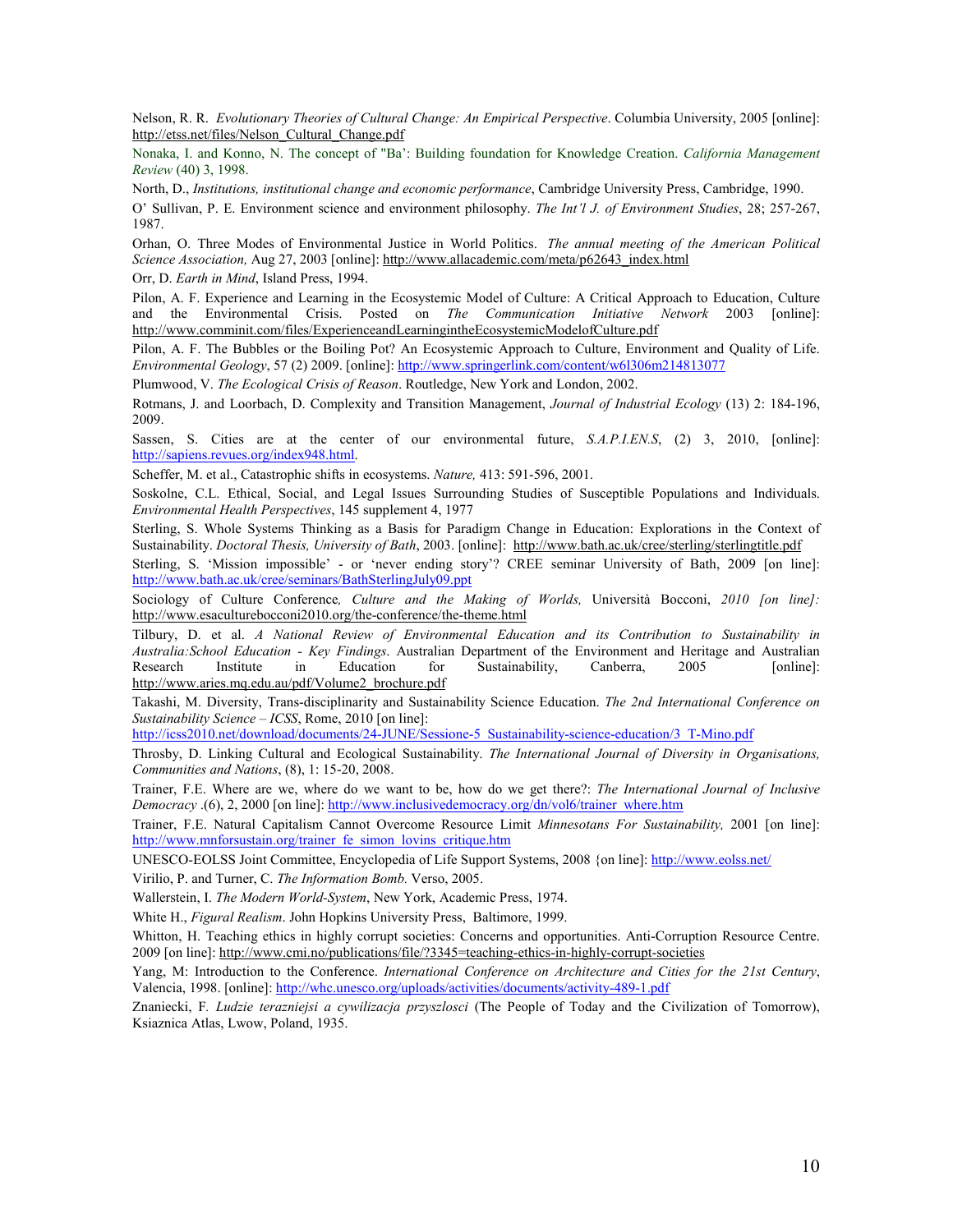Nelson, R. R. *Evolutionary Theories of Cultural Change: An Empirical Perspective*. Columbia University, 2005 [online]: http://etss.net/files/Nelson_Cultural_Change.pdf

Nonaka, I. and Konno, N. The concept of "Ba': Building foundation for Knowledge Creation. *California Management Review* (40) 3, 1998.

North, D., *Institutions, institutional change and economic performance*, Cambridge University Press, Cambridge, 1990.

O' Sullivan, P. E. Environment science and environment philosophy. *The Int'l J. of Environment Studies*, 28; 257-267, 1987.

Orhan, O. Three Modes of Environmental Justice in World Politics. *The annual meeting of the American Political Science Association,* Aug 27, 2003 [online]: http://www.allacademic.com/meta/p62643_index.html

Orr, D. *Earth in Mind*, Island Press, 1994.

Pilon, A. F. Experience and Learning in the Ecosystemic Model of Culture: A Critical Approach to Education, Culture and the Environmental Crisis. Posted on *The Communication Initiative Network* 2003 [online]: http://www.comminit.com/files/ExperienceandLearningintheEcosystemicModelofCulture.pdf

Pilon, A. F. The Bubbles or the Boiling Pot? An Ecosystemic Approach to Culture, Environment and Quality of Life. *Environmental Geology*, 57 (2) 2009. [online]: http://www.springerlink.com/content/w6l306m214813077

Plumwood, V. *The Ecological Crisis of Reason*. Routledge, New York and London, 2002.

Rotmans, J. and Loorbach, D. Complexity and Transition Management, *Journal of Industrial Ecology* (13) 2: 184-196, 2009.

Sassen, S. Cities are at the center of our environmental future, *S.A.P.I.EN.S*, (2) 3, 2010, [online]: http://sapiens.revues.org/index948.html.

Scheffer, M. et al., Catastrophic shifts in ecosystems. *Nature,* 413: 591-596, 2001.

Soskolne, C.L. Ethical, Social, and Legal Issues Surrounding Studies of Susceptible Populations and Individuals. *Environmental Health Perspectives*, 145 supplement 4, 1977

Sterling, S. Whole Systems Thinking as a Basis for Paradigm Change in Education: Explorations in the Context of Sustainability. *Doctoral Thesis, University of Bath*, 2003. [online]: http://www.bath.ac.uk/cree/sterling/sterlingtitle.pdf

Sterling, S. 'Mission impossible' - or 'never ending story'? CREE seminar University of Bath, 2009 [on line]: http://www.bath.ac.uk/cree/seminars/BathSterlingJuly09.ppt

Sociology of Culture Conference*, Culture and the Making of Worlds,* Università Bocconi, *2010 [on line]:* http://www.esaculturebocconi2010.org/the-conference/the-theme.html

Tilbury, D. et al. *A National Review of Environmental Education and its Contribution to Sustainability in Australia:School Education - Key Findings*. Australian Department of the Environment and Heritage and Australian Research Institute in Education for Sustainability, Canberra, 2005 [online]: http://www.aries.mq.edu.au/pdf/Volume2_brochure.pdf

Takashi, M. Diversity, Trans-disciplinarity and Sustainability Science Education. *The 2nd International Conference on Sustainability Science – ICSS*, Rome, 2010 [on line]: http://icss2010.net/download/documents/24-JUNE/Sessione-5_Sustainability-science-education/3_T-Mino.pdf

Throsby, D. Linking Cultural and Ecological Sustainability. *The International Journal of Diversity in Organisations, Communities and Nations*, (8), 1: 15-20, 2008.

Trainer, F.E. Where are we, where do we want to be, how do we get there?: *The International Journal of Inclusive Democracy* .(6), 2, 2000 [on line]: http://www.inclusivedemocracy.org/dn/vol6/trainer_where.htm

Trainer, F.E. Natural Capitalism Cannot Overcome Resource Limit *Minnesotans For Sustainability,* 2001 [on line]: http://www.mnforsustain.org/trainer_fe_simon_lovins_critique.htm

UNESCO-EOLSS Joint Committee, Encyclopedia of Life Support Systems, 2008 {on line]: http://www.eolss.net/

Virilio, P. and Turner, C. *The Information Bomb.* Verso, 2005.

Wallerstein, I. *The Modern World-System*, New York, Academic Press, 1974.

White H., *Figural Realism*. John Hopkins University Press, Baltimore, 1999.

Whitton, H. Teaching ethics in highly corrupt societies: Concerns and opportunities. Anti-Corruption Resource Centre. 2009 [on line]: http://www.cmi.no/publications/file/?3345=teaching-ethics-in-highly-corrupt-societies

Yang, M: Introduction to the Conference. *International Conference on Architecture and Cities for the 21st Century*, Valencia, 1998. [online]: http://whc.unesco.org/uploads/activities/documents/activity-489-1.pdf

Znaniecki, F. *Ludzie terazniejsi a cywilizacja przyszlosci* (The People of Today and the Civilization of Tomorrow), Ksiaznica Atlas, Lwow, Poland, 1935.